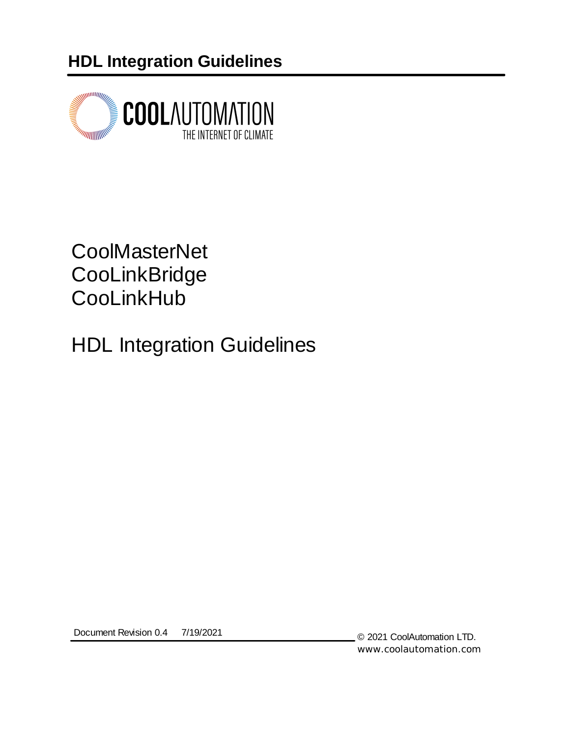# HDL Integration Guidelines

COOLAUTOMATION
THE INTERNET OF CLIMATE

CoolMasterNet
CooLinkBridge
CooLinkHub

HDL Integration Guidelines

Document Revision 0.4 7/19/2021

© 2021 CoolAutomation LTD.
www.coolautomation.com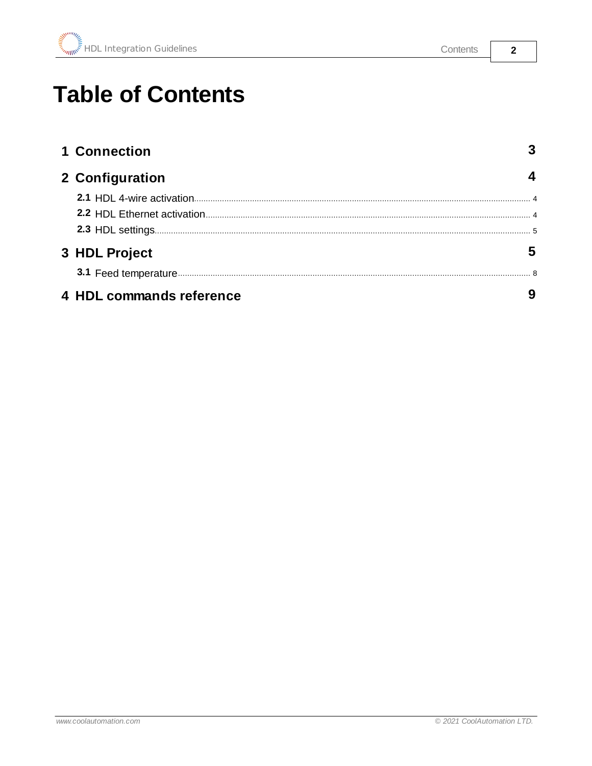# Table of Contents

**1 Connection** 3

**2 Configuration** 4

- **2.1** HDL 4-wire activation ... 4
- **2.2** HDL Ethernet activation ... 4
- **2.3** HDL settings ... 5

**3 HDL Project** 5

- **3.1** Feed temperature ... 8

**4 HDL commands reference** 9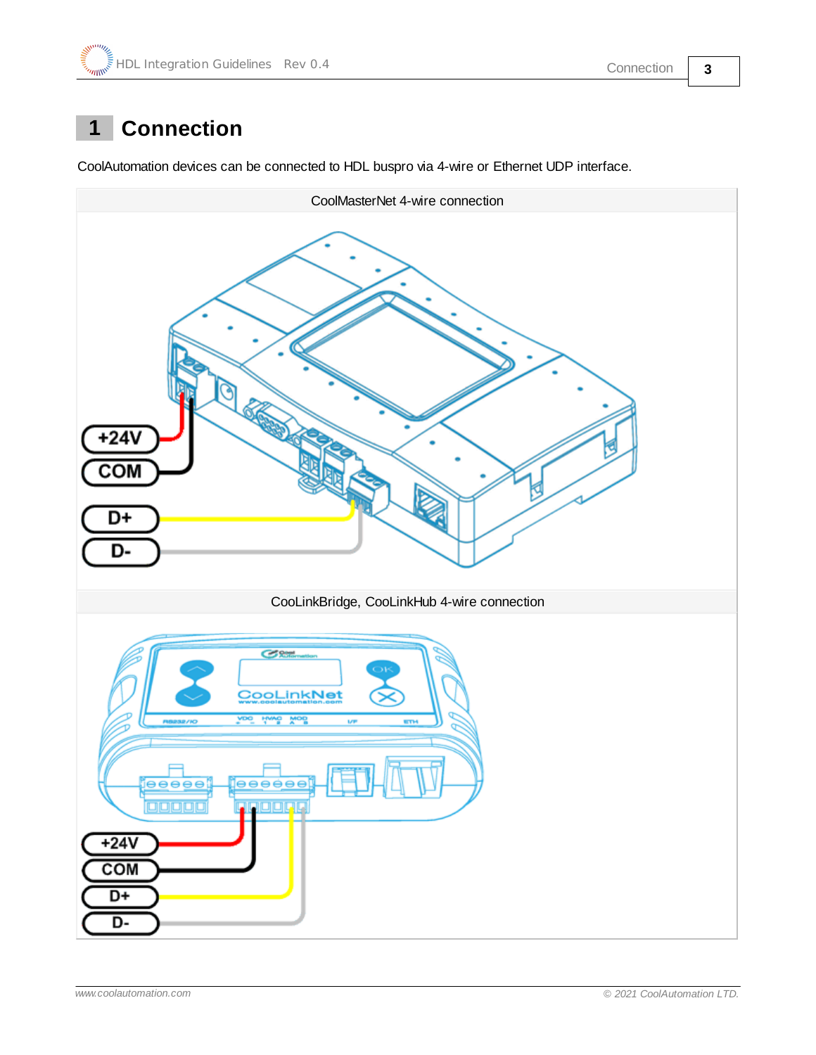# 1 Connection

CoolAutomation devices can be connected to HDL buspro via 4-wire or Ethernet UDP interface.

CoolMasterNet 4-wire connection

+24V
COM
D+
D-

CooLinkBridge, CooLinkHub 4-wire connection

+24V
COM
D+
D-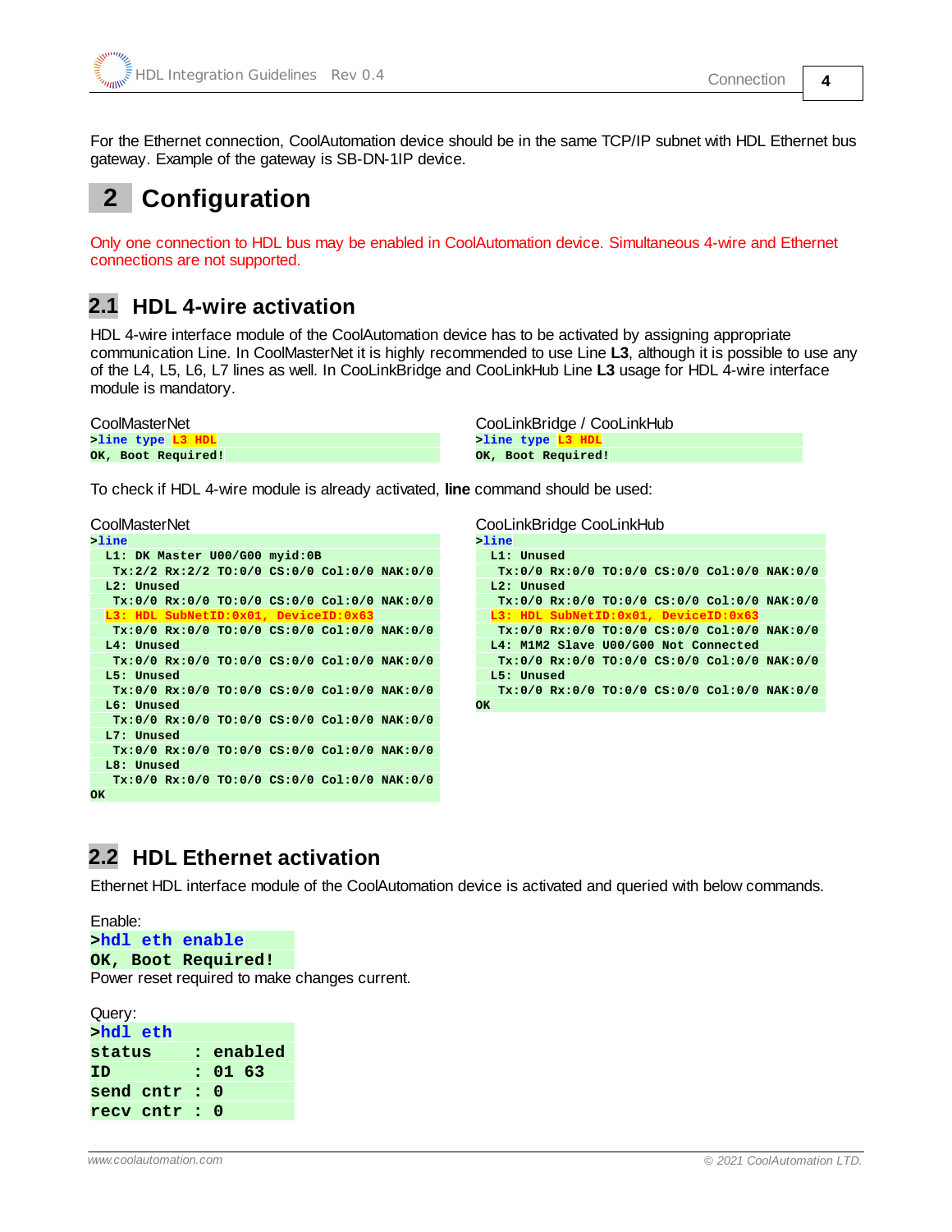For the Ethernet connection, CoolAutomation device should be in the same TCP/IP subnet with HDL Ethernet bus gateway. Example of the gateway is SB-DN-1IP device.

# 2 Configuration

Only one connection to HDL bus may be enabled in CoolAutomation device. Simultaneous 4-wire and Ethernet connections are not supported.

## 2.1 HDL 4-wire activation

HDL 4-wire interface module of the CoolAutomation device has to be activated by assigning appropriate communication Line. In CoolMasterNet it is highly recommended to use Line **L3**, although it is possible to use any of the L4, L5, L6, L7 lines as well. In CooLinkBridge and CooLinkHub Line **L3** usage for HDL 4-wire interface module is mandatory.

CoolMasterNet

```
>line type L3 HDL
OK, Boot Required!
```

CooLinkBridge / CooLinkHub

```
>line type L3 HDL
OK, Boot Required!
```

To check if HDL 4-wire module is already activated, **line** command should be used:

CoolMasterNet

```
>line
  L1: DK Master U00/G00 myid:0B
   Tx:2/2 Rx:2/2 TO:0/0 CS:0/0 Col:0/0 NAK:0/0
  L2: Unused
   Tx:0/0 Rx:0/0 TO:0/0 CS:0/0 Col:0/0 NAK:0/0
  L3: HDL SubNetID:0x01, DeviceID:0x63
   Tx:0/0 Rx:0/0 TO:0/0 CS:0/0 Col:0/0 NAK:0/0
  L4: Unused
   Tx:0/0 Rx:0/0 TO:0/0 CS:0/0 Col:0/0 NAK:0/0
  L5: Unused
   Tx:0/0 Rx:0/0 TO:0/0 CS:0/0 Col:0/0 NAK:0/0
  L6: Unused
   Tx:0/0 Rx:0/0 TO:0/0 CS:0/0 Col:0/0 NAK:0/0
  L7: Unused
   Tx:0/0 Rx:0/0 TO:0/0 CS:0/0 Col:0/0 NAK:0/0
  L8: Unused
   Tx:0/0 Rx:0/0 TO:0/0 CS:0/0 Col:0/0 NAK:0/0
OK
```

CooLinkBridge CooLinkHub

```
>line
  L1: Unused
   Tx:0/0 Rx:0/0 TO:0/0 CS:0/0 Col:0/0 NAK:0/0
  L2: Unused
   Tx:0/0 Rx:0/0 TO:0/0 CS:0/0 Col:0/0 NAK:0/0
  L3: HDL SubNetID:0x01, DeviceID:0x63
   Tx:0/0 Rx:0/0 TO:0/0 CS:0/0 Col:0/0 NAK:0/0
  L4: M1M2 Slave U00/G00 Not Connected
   Tx:0/0 Rx:0/0 TO:0/0 CS:0/0 Col:0/0 NAK:0/0
  L5: Unused
   Tx:0/0 Rx:0/0 TO:0/0 CS:0/0 Col:0/0 NAK:0/0
OK
```

## 2.2 HDL Ethernet activation

Ethernet HDL interface module of the CoolAutomation device is activated and queried with below commands.

Enable:

```
>hdl eth enable
OK, Boot Required!
```

Power reset required to make changes current.

Query:

```
>hdl eth
status    : enabled
ID        : 01 63
send cntr : 0
recv cntr : 0
```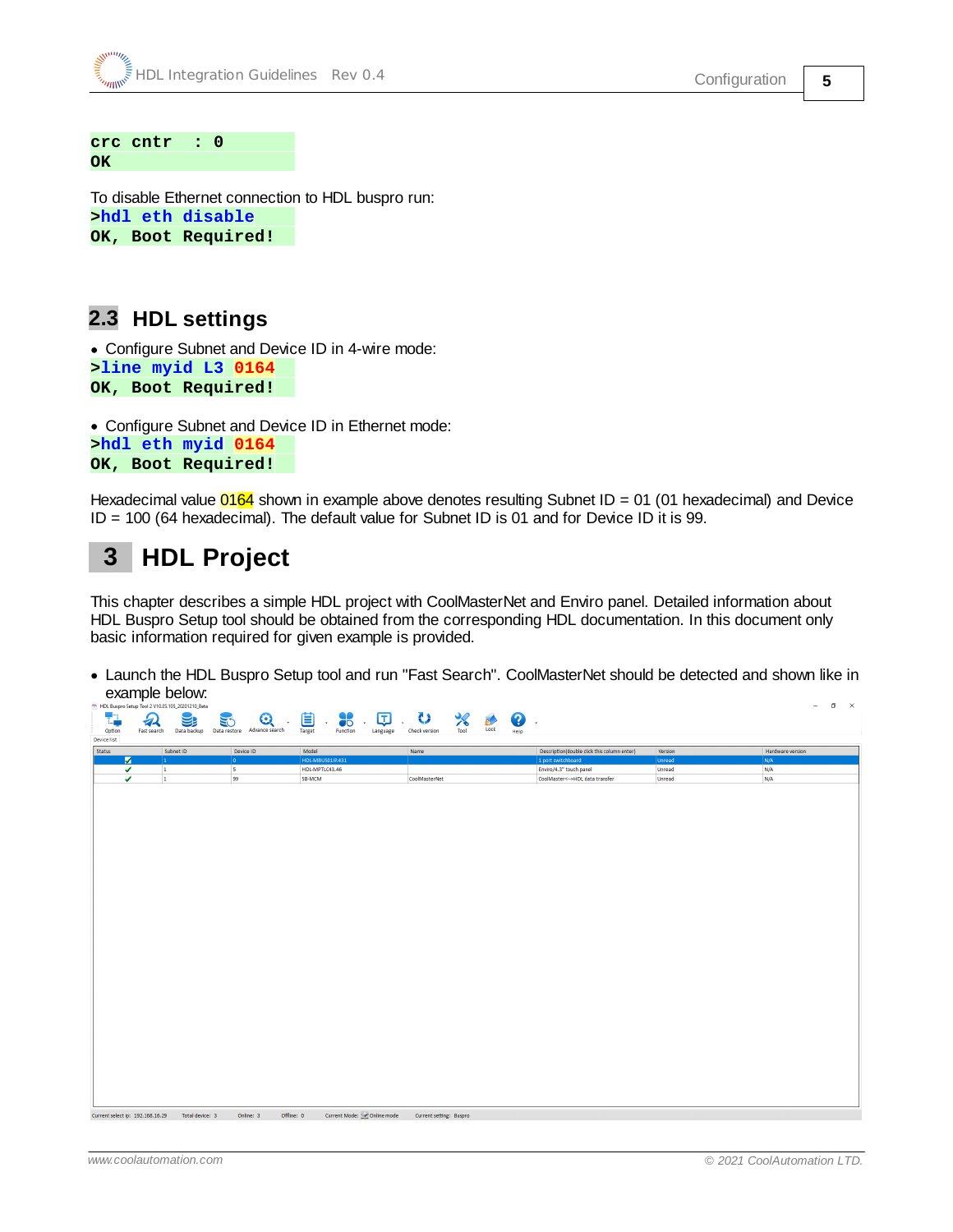```
crc cntr  : 0
OK
```

To disable Ethernet connection to HDL buspro run:

```
>hdl eth disable
OK, Boot Required!
```

## 2.3 HDL settings

- Configure Subnet and Device ID in 4-wire mode:

```
>line myid L3 0164
OK, Boot Required!
```

- Configure Subnet and Device ID in Ethernet mode:

```
>hdl eth myid 0164
OK, Boot Required!
```

Hexadecimal value 0164 shown in example above denotes resulting Subnet ID = 01 (01 hexadecimal) and Device ID = 100 (64 hexadecimal). The default value for Subnet ID is 01 and for Device ID it is 99.

# 3 HDL Project

This chapter describes a simple HDL project with CoolMasterNet and Enviro panel. Detailed information about HDL Buspro Setup tool should be obtained from the corresponding HDL documentation. In this document only basic information required for given example is provided.

- Launch the HDL Buspro Setup tool and run "Fast Search". CoolMasterNet should be detected and shown like in example below:

| Status | Subnet ID | Device ID | Model | Name | Description(double click this column enter) | Version | Hardware version |
|---|---|---|---|---|---|---|---|
| ✓ | 1 | 0 | HDL-MBUS01IP.431 | | 1 port switchboard | Unread | N/A |
| ✓ | 1 | 5 | HDL-MPTLC43.46 | | Enviro/4.3" touch panel | Unread | N/A |
| ✓ | 1 | 99 | SB-MCM | CoolMasterNet | CoolMaster<-->HDL data transfer | Unread | N/A |

Current select ip: 192.168.16.29  Total device: 3  Online: 3  Offline: 0  Current Mode: Online mode  Current setting: Buspro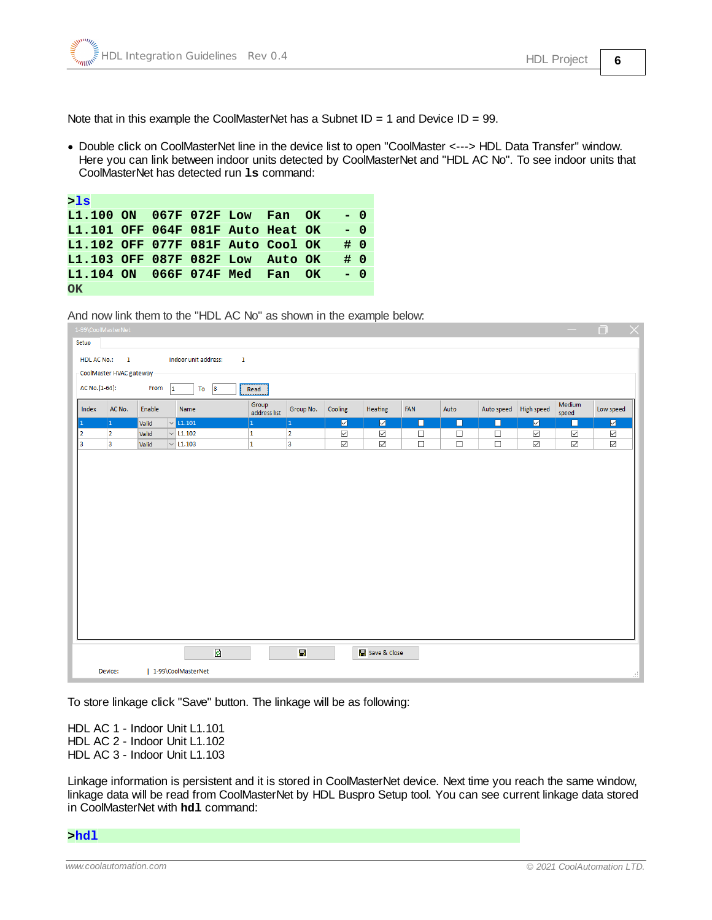Note that in this example the CoolMasterNet has a Subnet ID = 1 and Device ID = 99.

- Double click on CoolMasterNet line in the device list to open "CoolMaster <---> HDL Data Transfer" window. Here you can link between indoor units detected by CoolMasterNet and "HDL AC No". To see indoor units that CoolMasterNet has detected run **ls** command:

```
>ls
L1.100 ON  067F 072F Low  Fan  OK   - 0
L1.101 OFF 064F 081F Auto Heat OK   - 0
L1.102 OFF 077F 081F Auto Cool OK   # 0
L1.103 OFF 087F 082F Low  Auto OK   # 0
L1.104 ON  066F 074F Med  Fan  OK   - 0
OK
```

And now link them to the "HDL AC No" as shown in the example below:

1-99\CoolMasterNet

Setup

HDL AC No.: 1 Indoor unit address: 1

CoolMaster HVAC gateway

AC No.(1-64): From 1 To 3 Read

| Index | AC No. | Enable | Name | Group address list | Group No. | Cooling | Heating | FAN | Auto | Auto speed | High speed | Medium speed | Low speed |
|---|---|---|---|---|---|---|---|---|---|---|---|---|---|
| 1 | 1 | Valid | L1.101 | 1 | 1 | ☑ | ☑ | ☐ | ☐ | ☐ | ☑ | ☐ | ☑ |
| 2 | 2 | Valid | L1.102 | 1 | 2 | ☑ | ☑ | ☐ | ☐ | ☐ | ☑ | ☑ | ☑ |
| 3 | 3 | Valid | L1.103 | 1 | 3 | ☑ | ☑ | ☐ | ☐ | ☐ | ☑ | ☑ | ☑ |

Save & Close

Device: 1-99\CoolMasterNet

To store linkage click "Save" button. The linkage will be as following:

HDL AC 1 - Indoor Unit L1.101
HDL AC 2 - Indoor Unit L1.102
HDL AC 3 - Indoor Unit L1.103

Linkage information is persistent and it is stored in CoolMasterNet device. Next time you reach the same window, linkage data will be read from CoolMasterNet by HDL Buspro Setup tool. You can see current linkage data stored in CoolMasterNet with **hdl** command:

```
>hdl
```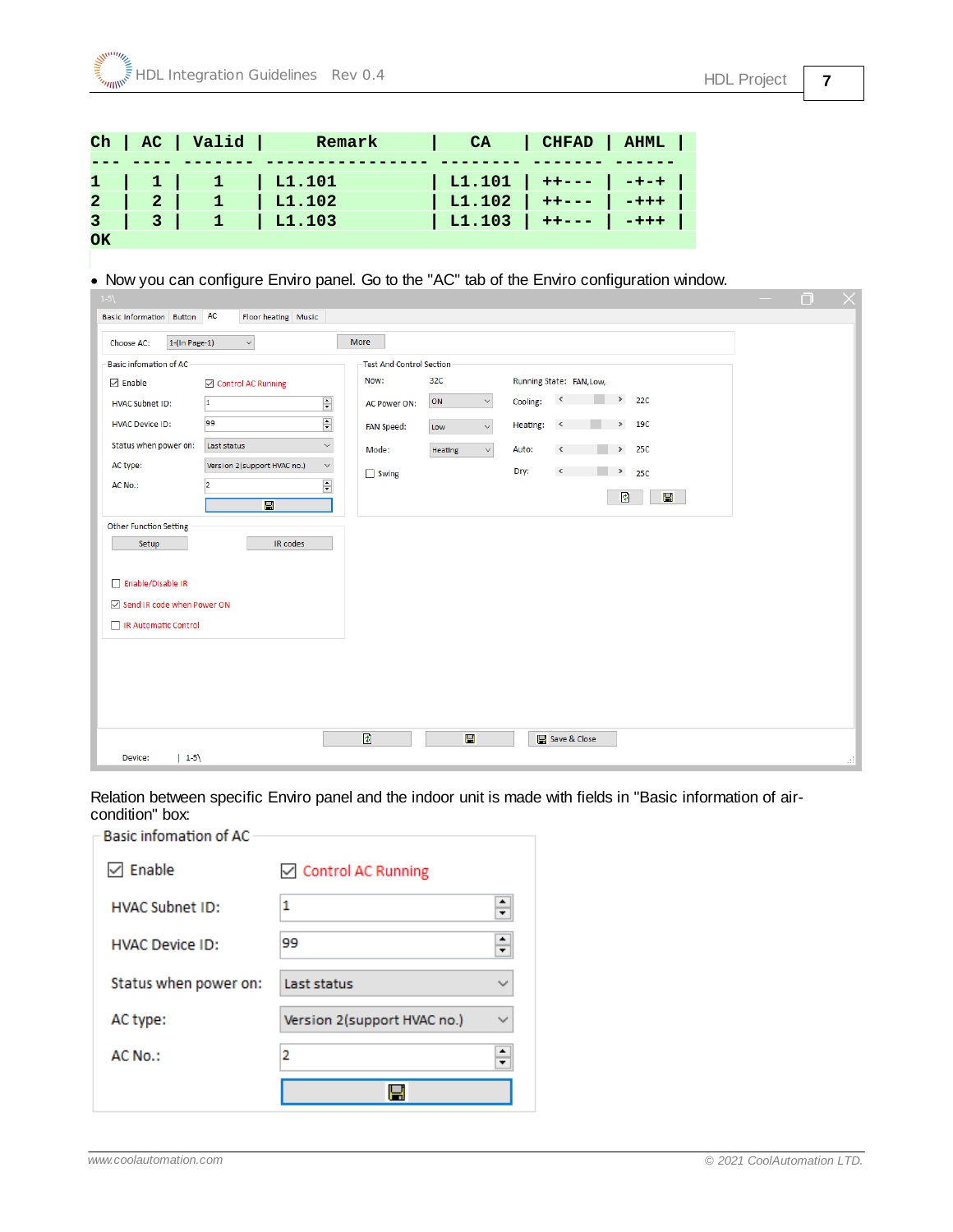```
Ch | AC | Valid |     Remark      |   CA   | CHFAD | AHML |
--- ---- ------- ---------------- -------- ------- ------
1  |  1 |   1   | L1.101          | L1.101 | ++--- | -+-+ |
2  |  2 |   1   | L1.102          | L1.102 | ++--- | -+++ |
3  |  3 |   1   | L1.103          | L1.103 | ++--- | -+++ |
OK
```

- Now you can configure Enviro panel. Go to the "AC" tab of the Enviro configuration window.

Relation between specific Enviro panel and the indoor unit is made with fields in "Basic information of air-condition" box: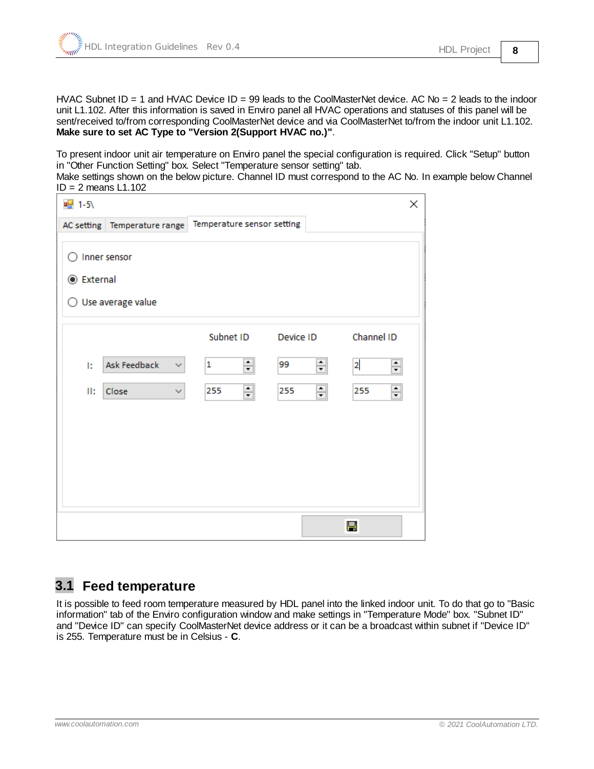HVAC Subnet ID = 1 and HVAC Device ID = 99 leads to the CoolMasterNet device. AC No = 2 leads to the indoor unit L1.102. After this information is saved in Enviro panel all HVAC operations and statuses of this panel will be sent/received to/from corresponding CoolMasterNet device and via CoolMasterNet to/from the indoor unit L1.102. **Make sure to set AC Type to "Version 2(Support HVAC no.)"**.

To present indoor unit air temperature on Enviro panel the special configuration is required. Click "Setup" button in "Other Function Setting" box. Select "Temperature sensor setting" tab.
Make settings shown on the below picture. Channel ID must correspond to the AC No. In example below Channel ID = 2 means L1.102

## 3.1 Feed temperature

It is possible to feed room temperature measured by HDL panel into the linked indoor unit. To do that go to "Basic information" tab of the Enviro configuration window and make settings in "Temperature Mode" box. "Subnet ID" and "Device ID" can specify CoolMasterNet device address or it can be a broadcast within subnet if "Device ID" is 255. Temperature must be in Celsius - **C**.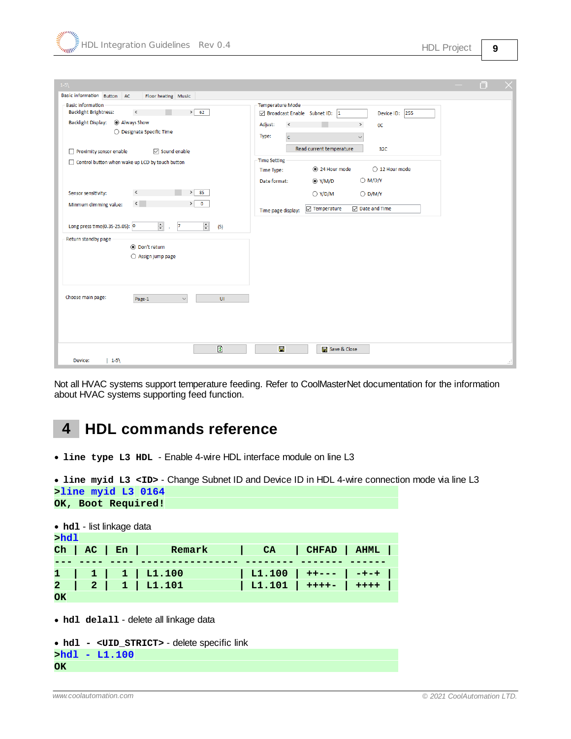Not all HVAC systems support temperature feeding. Refer to CoolMasterNet documentation for the information about HVAC systems supporting feed function.

# 4 HDL commands reference

- **line type L3 HDL** - Enable 4-wire HDL interface module on line L3

- **line myid L3 <ID>** - Change Subnet ID and Device ID in HDL 4-wire connection mode via line L3

```
>line myid L3 0164
OK, Boot Required!
```

- **hdl** - list linkage data

```
>hdl
Ch | AC | En |      Remark      |   CA    | CHFAD | AHML |
--- ---- ---- ---------------- -------- ------- ------
1  |  1 |  1 | L1.100          | L1.100 | ++--- | -+-+ |
2  |  2 |  1 | L1.101          | L1.101 | ++++- | ++++ |
OK
```

- **hdl delall** - delete all linkage data

- **hdl - <UID_STRICT>** - delete specific link

```
>hdl - L1.100
OK
```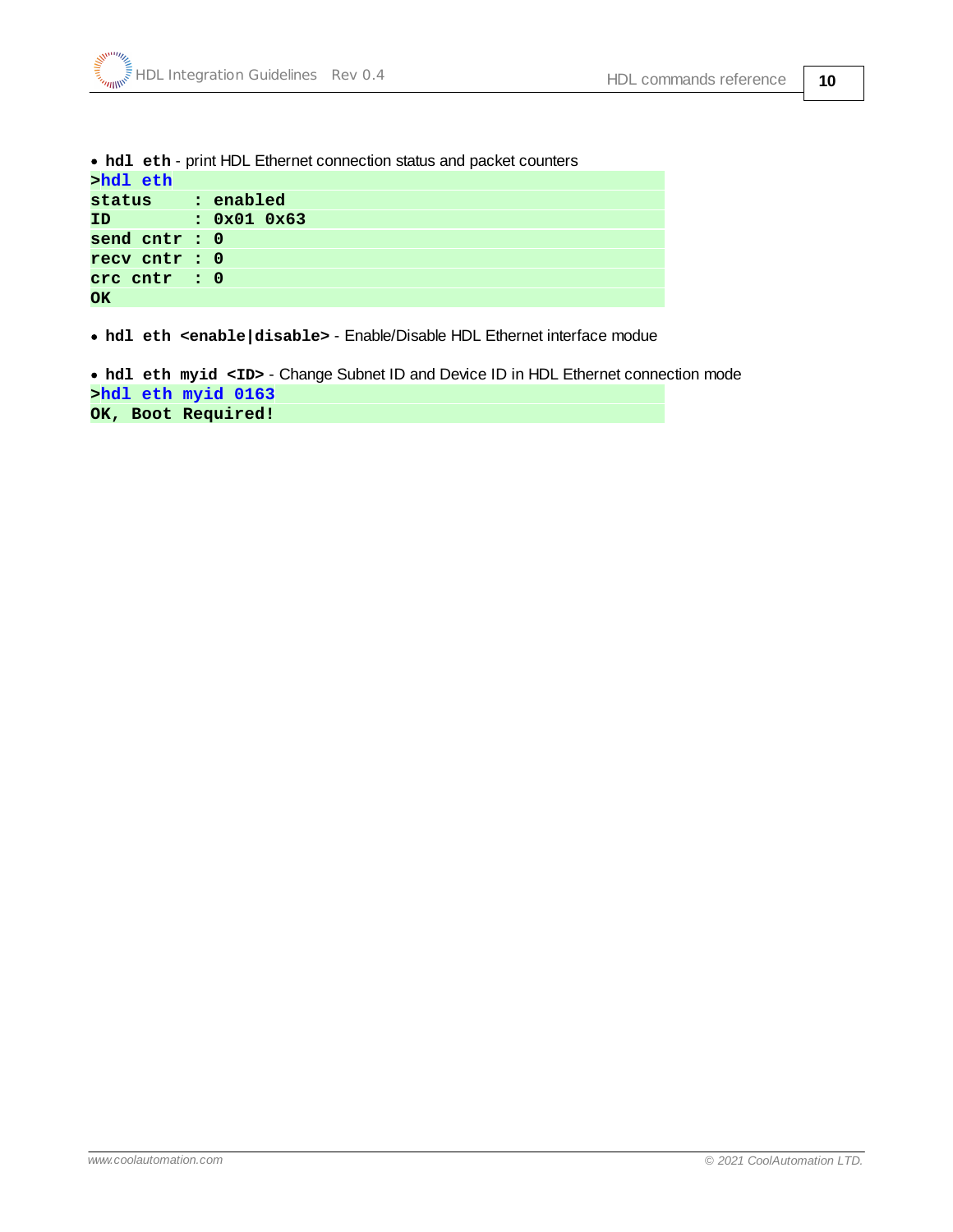- **`hdl eth`** - print HDL Ethernet connection status and packet counters

```
>hdl eth
status    : enabled
ID        : 0x01 0x63
send cntr : 0
recv cntr : 0
crc cntr  : 0
OK
```

- **`hdl eth <enable|disable>`** - Enable/Disable HDL Ethernet interface modue

- **`hdl eth myid <ID>`** - Change Subnet ID and Device ID in HDL Ethernet connection mode

```
>hdl eth myid 0163
OK, Boot Required!
```